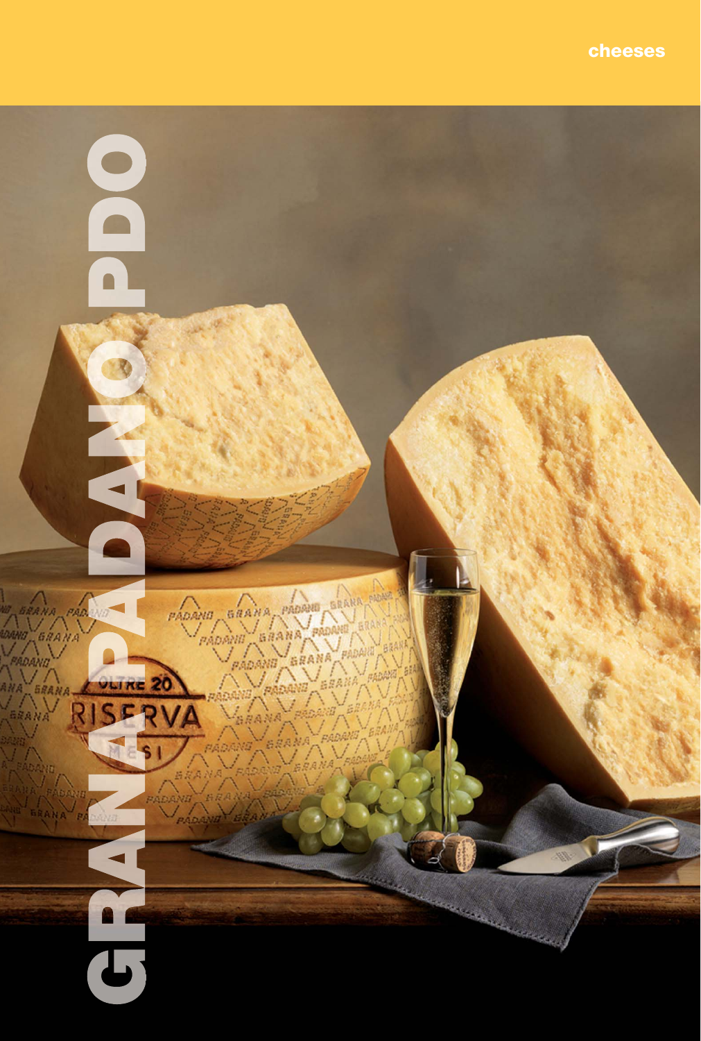cheeses

# GRANA PADANO PDO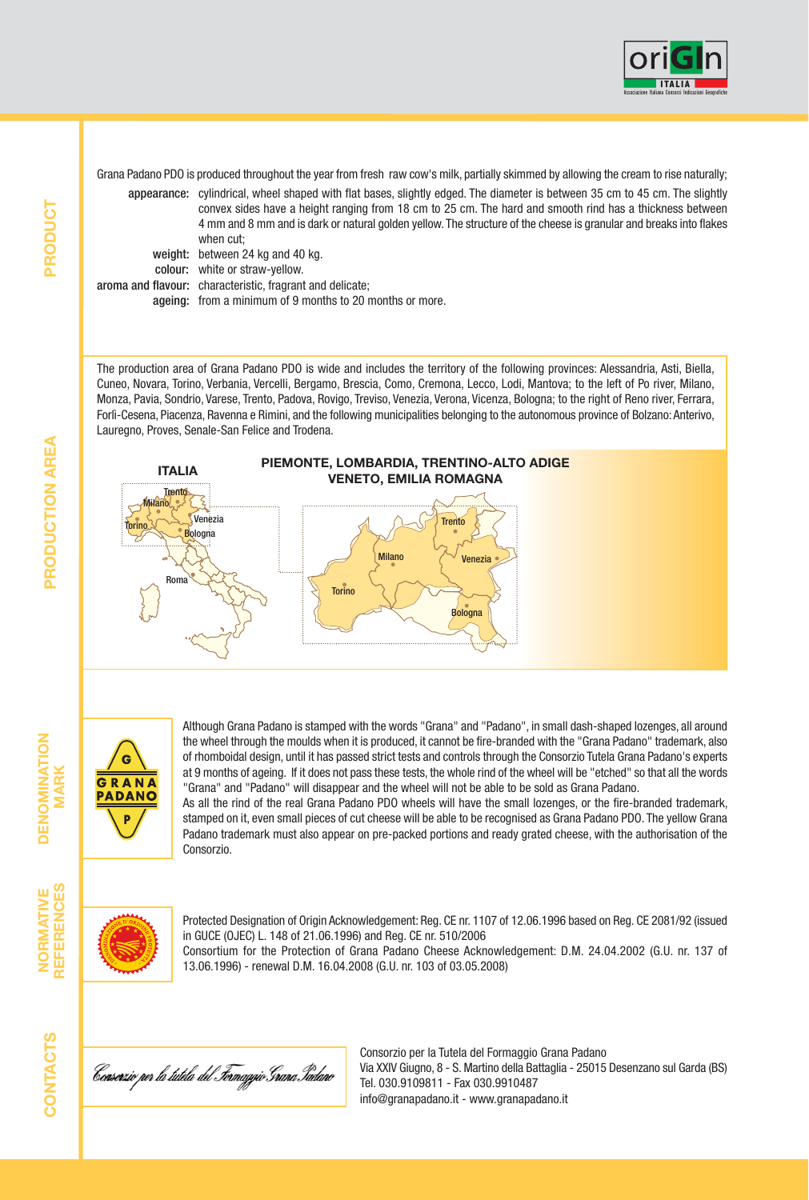## PRODUCT

Grana Padano PDO is produced throughout the year from fresh raw cow's milk, partially skimmed by allowing the cream to rise naturally;

**appearance:** cylindrical, wheel shaped with flat bases, slightly edged. The diameter is between 35 cm to 45 cm. The slightly convex sides have a height ranging from 18 cm to 25 cm. The hard and smooth rind has a thickness between 4 mm and 8 mm and is dark or natural golden yellow. The structure of the cheese is granular and breaks into flakes when cut;

**weight:** between 24 kg and 40 kg.

**colour:** white or straw-yellow.

**aroma and flavour:** characteristic, fragrant and delicate;

**ageing:** from a minimum of 9 months to 20 months or more.

## PRODUCTION AREA

The production area of Grana Padano PDO is wide and includes the territory of the following provinces: Alessandria, Asti, Biella, Cuneo, Novara, Torino, Verbania, Vercelli, Bergamo, Brescia, Como, Cremona, Lecco, Lodi, Mantova; to the left of Po river, Milano, Monza, Pavia, Sondrio, Varese, Trento, Padova, Rovigo, Treviso, Venezia, Verona, Vicenza, Bologna; to the right of Reno river, Ferrara, Forlì-Cesena, Piacenza, Ravenna e Rimini, and the following municipalities belonging to the autonomous province of Bolzano: Anterivo, Lauregno, Proves, Senale-San Felice and Trodena.

ITALIA

Trento
Milano
Torino
Venezia
Bologna
Roma

PIEMONTE, LOMBARDIA, TRENTINO-ALTO ADIGE
VENETO, EMILIA ROMAGNA

Trento
Milano
Venezia
Torino
Bologna

## DENOMINATION MARK

G
GRANA
PADANO
P

Although Grana Padano is stamped with the words "Grana" and "Padano", in small dash-shaped lozenges, all around the wheel through the moulds when it is produced, it cannot be fire-branded with the "Grana Padano" trademark, also of rhomboidal design, until it has passed strict tests and controls through the Consorzio Tutela Grana Padano's experts at 9 months of ageing. If it does not pass these tests, the whole rind of the wheel will be "etched" so that all the words "Grana" and "Padano" will disappear and the wheel will not be able to be sold as Grana Padano.

As all the rind of the real Grana Padano PDO wheels will have the small lozenges, or the fire-branded trademark, stamped on it, even small pieces of cut cheese will be able to be recognised as Grana Padano PDO. The yellow Grana Padano trademark must also appear on pre-packed portions and ready grated cheese, with the authorisation of the Consorzio.

## NORMATIVE REFERENCES

Protected Designation of Origin Acknowledgement: Reg. CE nr. 1107 of 12.06.1996 based on Reg. CE 2081/92 (issued in GUCE (OJEC) L. 148 of 21.06.1996) and Reg. CE nr. 510/2006

Consortium for the Protection of Grana Padano Cheese Acknowledgement: D.M. 24.04.2002 (G.U. nr. 137 of 13.06.1996) - renewal D.M. 16.04.2008 (G.U. nr. 103 of 03.05.2008)

## CONTACTS

*Consorzio per la tutela del Formaggio Grana Padano*

Consorzio per la Tutela del Formaggio Grana Padano
Via XXIV Giugno, 8 - S. Martino della Battaglia - 25015 Desenzano sul Garda (BS)
Tel. 030.9109811 - Fax 030.9910487
info@granapadano.it - www.granapadano.it